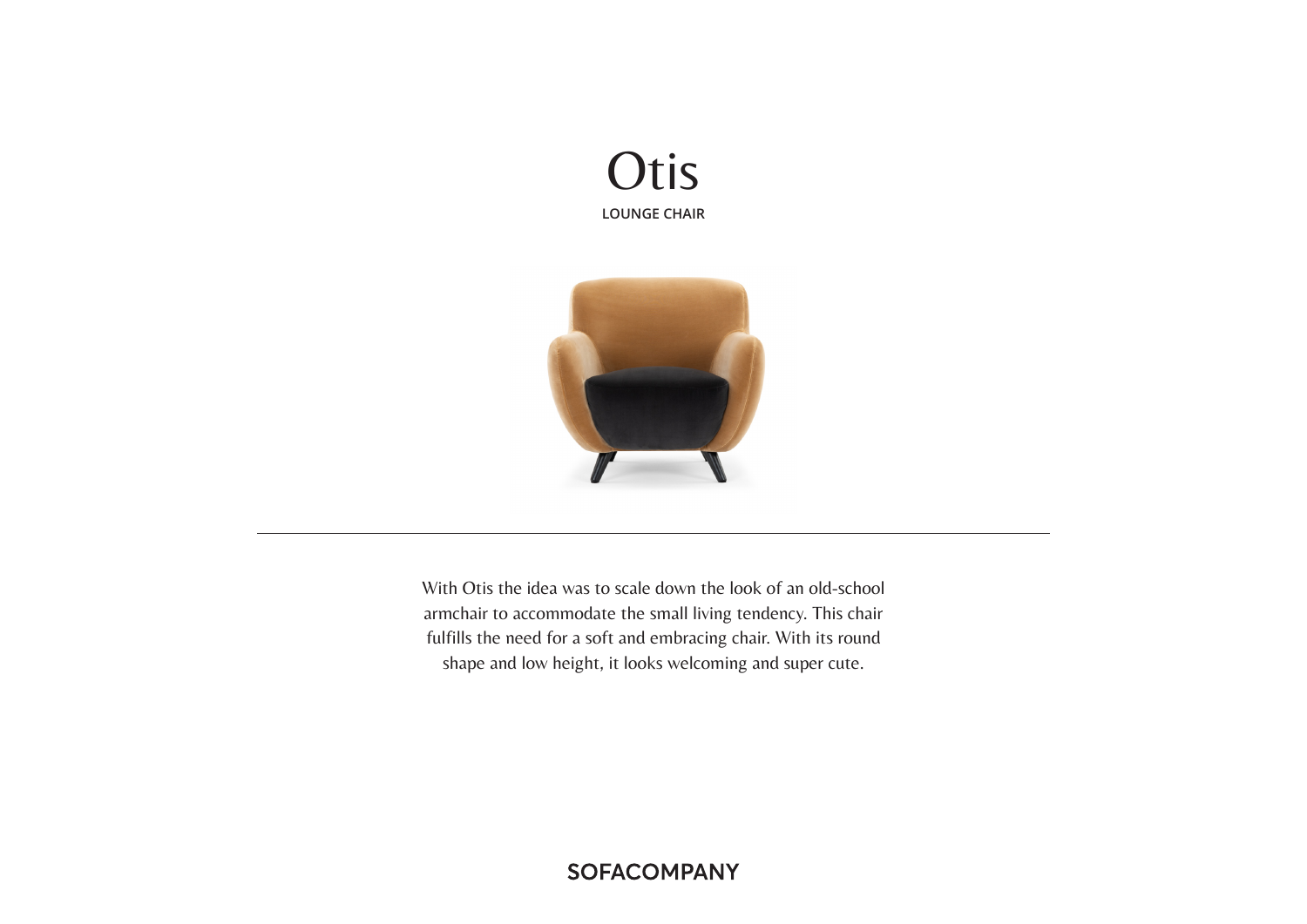# Otis

**LOUNGE CHAIR**

---

With Otis the idea was to scale down the look of an old-school armchair to accommodate the small living tendency. This chair fulfills the need for a soft and embracing chair. With its round shape and low height, it looks welcoming and super cute.

SOFACOMPANY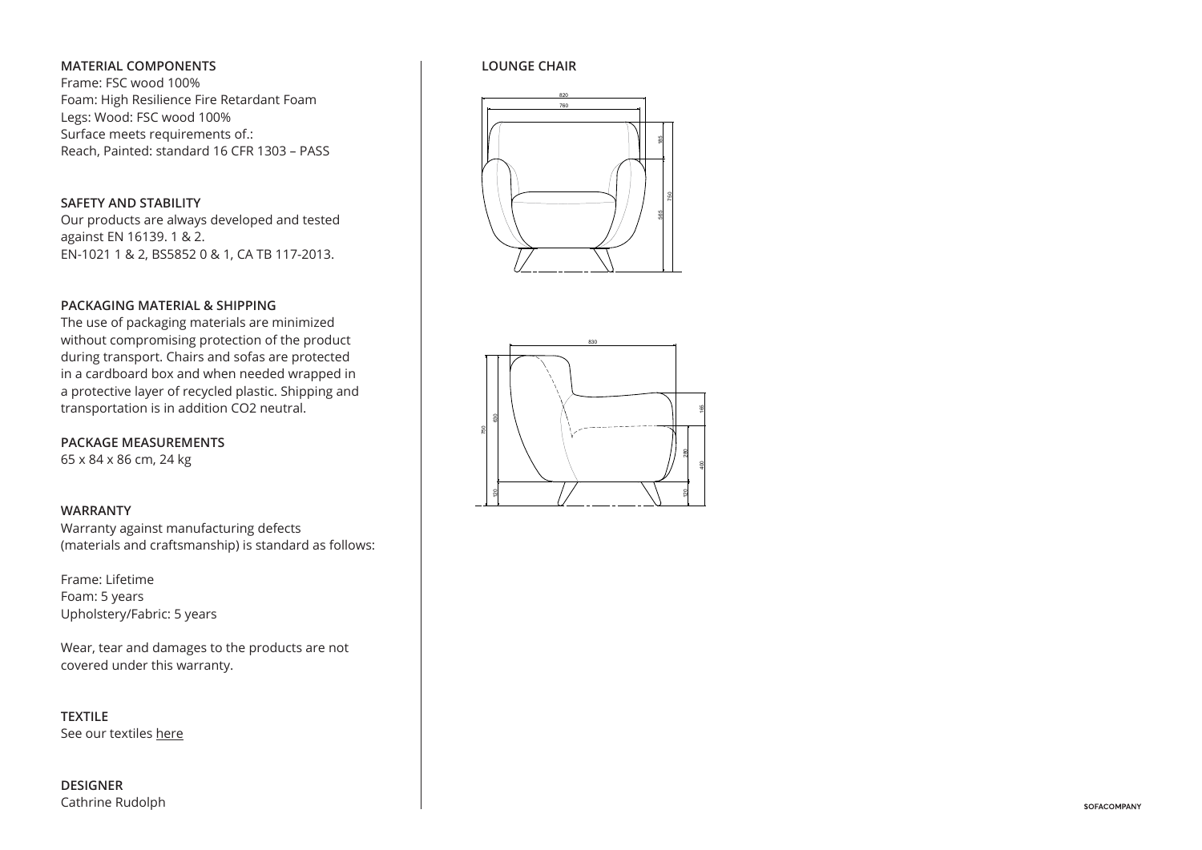**MATERIAL COMPONENTS**
Frame: FSC wood 100%
Foam: High Resilience Fire Retardant Foam
Legs: Wood: FSC wood 100%
Surface meets requirements of.:
Reach, Painted: standard 16 CFR 1303 – PASS

**SAFETY AND STABILITY**
Our products are always developed and tested against EN 16139. 1 & 2.
EN-1021 1 & 2, BS5852 0 & 1, CA TB 117-2013.

**PACKAGING MATERIAL & SHIPPING**
The use of packaging materials are minimized without compromising protection of the product during transport. Chairs and sofas are protected in a cardboard box and when needed wrapped in a protective layer of recycled plastic. Shipping and transportation is in addition CO2 neutral.

**PACKAGE MEASUREMENTS**
65 x 84 x 86 cm, 24 kg

**WARRANTY**
Warranty against manufacturing defects (materials and craftsmanship) is standard as follows:

Frame: Lifetime
Foam: 5 years
Upholstery/Fabric: 5 years

Wear, tear and damages to the products are not covered under this warranty.

**TEXTILE**
See our textiles here

**DESIGNER**
Cathrine Rudolph

**LOUNGE CHAIR**

820
760
185
750
565

830
750
630
120
165
400
280
120

SOFACOMPANY